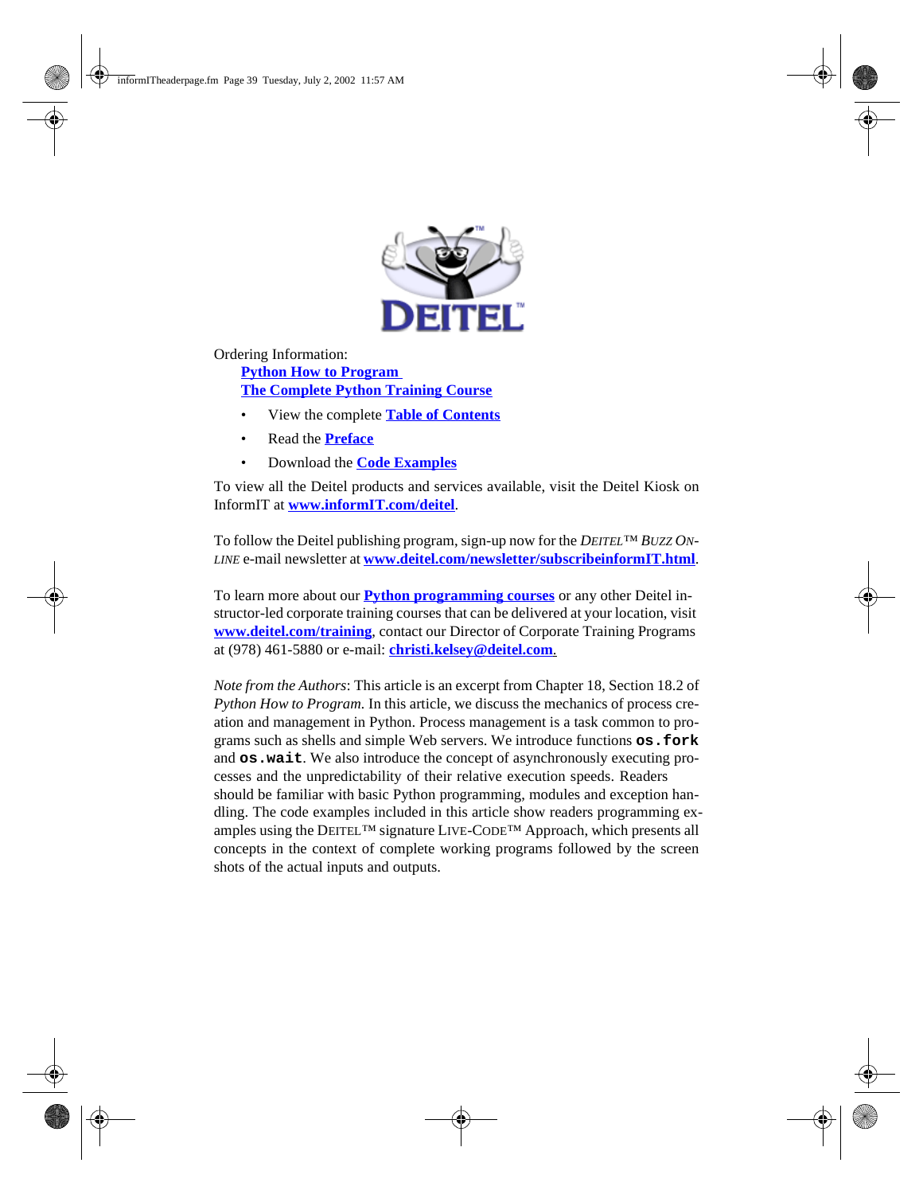Ordering Information:

**Python How to Program**
**The Complete Python Training Course**

- View the complete **Table of Contents**
- Read the **Preface**
- Download the **Code Examples**

To view all the Deitel products and services available, visit the Deitel Kiosk on InformIT at **www.informIT.com/deitel**.

To follow the Deitel publishing program, sign-up now for the *DEITEL™ BUZZ ONLINE* e-mail newsletter at **www.deitel.com/newsletter/subscribeinformIT.html**.

To learn more about our **Python programming courses** or any other Deitel instructor-led corporate training courses that can be delivered at your location, visit **www.deitel.com/training**, contact our Director of Corporate Training Programs at (978) 461-5880 or e-mail: **christi.kelsey@deitel.com**.

*Note from the Authors*: This article is an excerpt from Chapter 18, Section 18.2 of *Python How to Program.* In this article, we discuss the mechanics of process creation and management in Python. Process management is a task common to programs such as shells and simple Web servers. We introduce functions **`os.fork`** and **`os.wait`**. We also introduce the concept of asynchronously executing processes and the unpredictability of their relative execution speeds. Readers should be familiar with basic Python programming, modules and exception handling. The code examples included in this article show readers programming examples using the DEITEL™ signature LIVE-CODE™ Approach, which presents all concepts in the context of complete working programs followed by the screen shots of the actual inputs and outputs.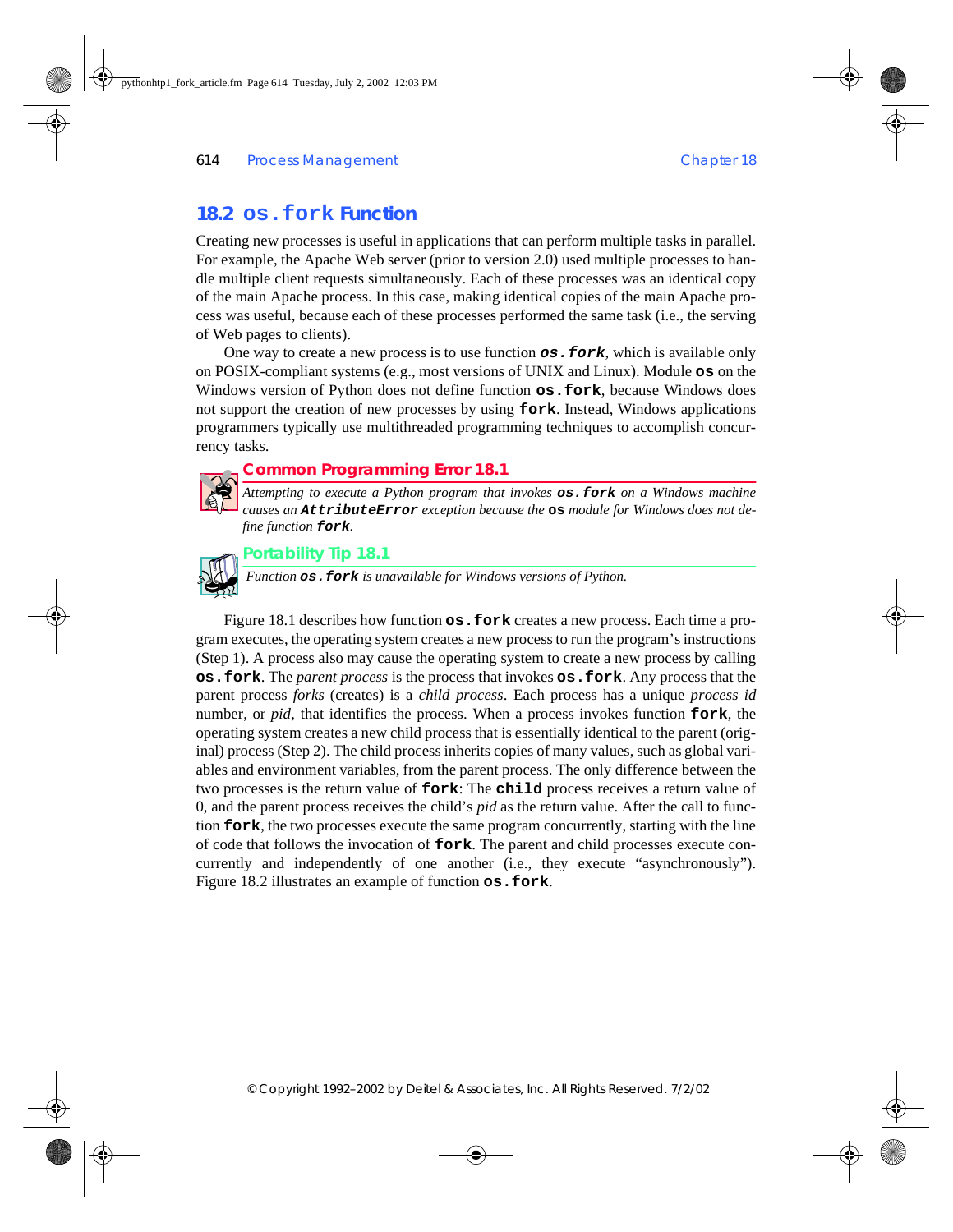## 18.2 `os.fork` Function

Creating new processes is useful in applications that can perform multiple tasks in parallel. For example, the Apache Web server (prior to version 2.0) used multiple processes to handle multiple client requests simultaneously. Each of these processes was an identical copy of the main Apache process. In this case, making identical copies of the main Apache process was useful, because each of these processes performed the same task (i.e., the serving of Web pages to clients).

One way to create a new process is to use function ***`os.fork`***, which is available only on POSIX-compliant systems (e.g., most versions of UNIX and Linux). Module **`os`** on the Windows version of Python does not define function **`os.fork`**, because Windows does not support the creation of new processes by using **`fork`**. Instead, Windows applications programmers typically use multithreaded programming techniques to accomplish concurrency tasks.

**Common Programming Error 18.1**

*Attempting to execute a Python program that invokes **`os.fork`** on a Windows machine causes an **`AttributeError`** exception because the **`os`** module for Windows does not define function **`fork`**.*

**Portability Tip 18.1**

*Function **`os.fork`** is unavailable for Windows versions of Python.*

Figure 18.1 describes how function **`os.fork`** creates a new process. Each time a program executes, the operating system creates a new process to run the program's instructions (Step 1). A process also may cause the operating system to create a new process by calling **`os.fork`**. The *parent process* is the process that invokes **`os.fork`**. Any process that the parent process *forks* (creates) is a *child process*. Each process has a unique *process id* number, or *pid*, that identifies the process. When a process invokes function **`fork`**, the operating system creates a new child process that is essentially identical to the parent (original) process (Step 2). The child process inherits copies of many values, such as global variables and environment variables, from the parent process. The only difference between the two processes is the return value of **`fork`**: The **`child`** process receives a return value of 0, and the parent process receives the child's *pid* as the return value. After the call to function **`fork`**, the two processes execute the same program concurrently, starting with the line of code that follows the invocation of **`fork`**. The parent and child processes execute concurrently and independently of one another (i.e., they execute "asynchronously"). Figure 18.2 illustrates an example of function **`os.fork`**.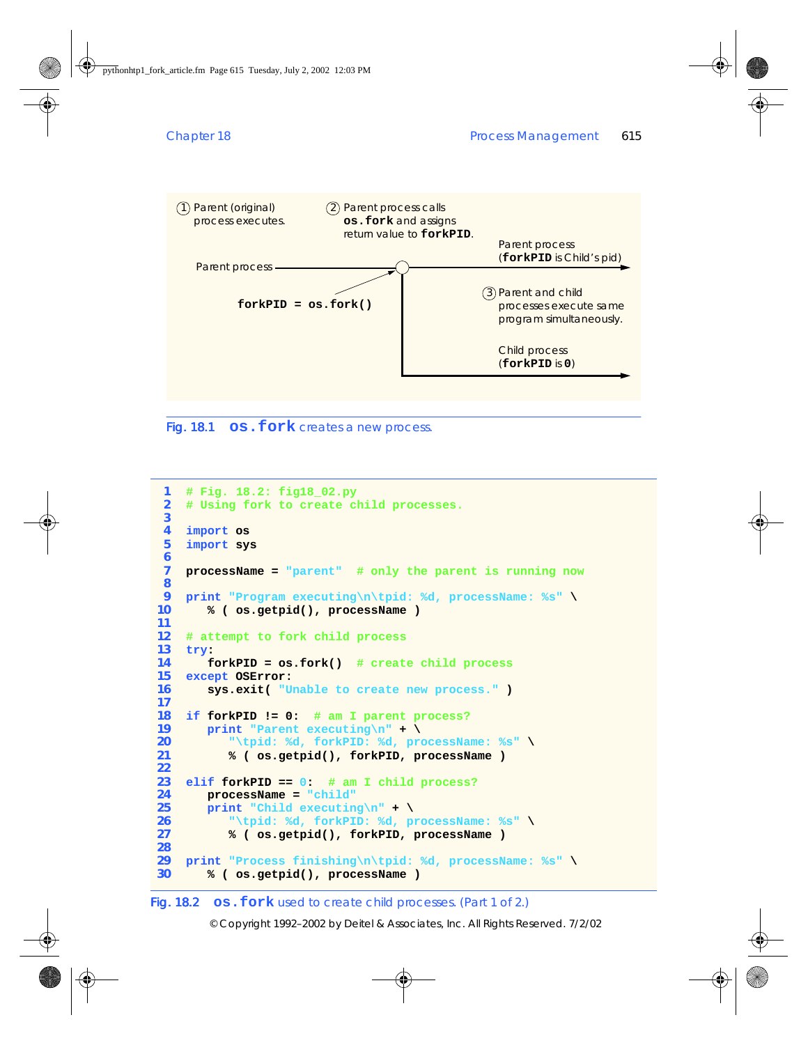1 Parent (original) process executes.

2 Parent process calls **os.fork** and assigns return value to **forkPID**.

Parent process

**forkPID = os.fork()**

Parent process (**forkPID** is Child's pid)

3 Parent and child processes execute same program simultaneously.

Child process (**forkPID** is **0**)

Fig. 18.1 **os.fork** creates a new process.

```
1  # Fig. 18.2: fig18_02.py
2  # Using fork to create child processes.
3
4  import os
5  import sys
6
7  processName = "parent"  # only the parent is running now
8
9  print "Program executing\n\tpid: %d, processName: %s" \
10    % ( os.getpid(), processName )
11
12 # attempt to fork child process
13 try:
14    forkPID = os.fork()  # create child process
15 except OSError:
16    sys.exit( "Unable to create new process." )
17
18 if forkPID != 0:  # am I parent process?
19    print "Parent executing\n" + \
20       "\tpid: %d, forkPID: %d, processName: %s" \
21       % ( os.getpid(), forkPID, processName )
22
23 elif forkPID == 0:  # am I child process?
24    processName = "child"
25    print "Child executing\n" + \
26       "\tpid: %d, forkPID: %d, processName: %s" \
27       % ( os.getpid(), forkPID, processName )
28
29 print "Process finishing\n\tpid: %d, processName: %s" \
30    % ( os.getpid(), processName )
```

Fig. 18.2 **os.fork** used to create child processes. (Part 1 of 2.)

© Copyright 1992–2002 by Deitel & Associates, Inc. All Rights Reserved. 7/2/02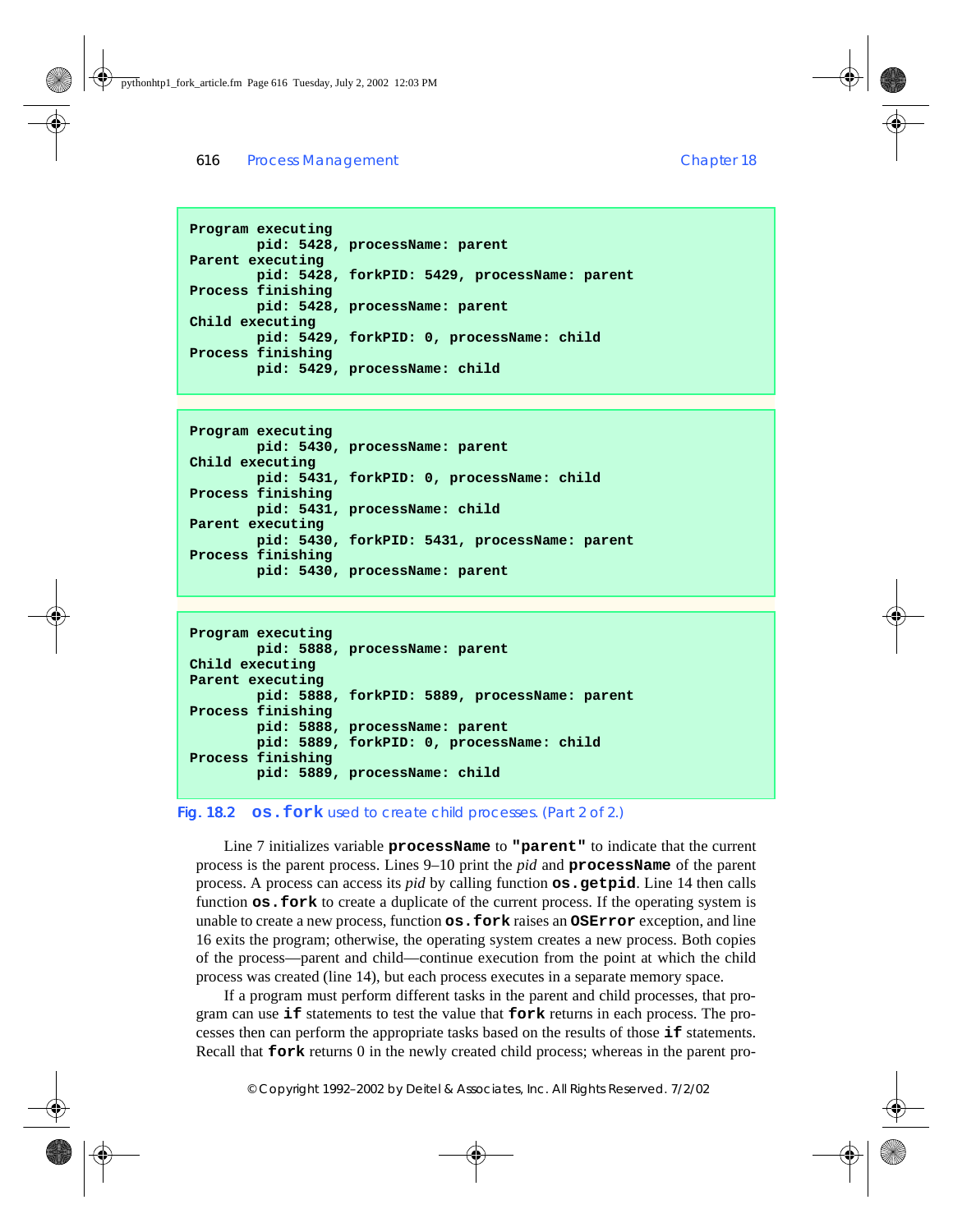```
Program executing
        pid: 5428, processName: parent
Parent executing
        pid: 5428, forkPID: 5429, processName: parent
Process finishing
        pid: 5428, processName: parent
Child executing
        pid: 5429, forkPID: 0, processName: child
Process finishing
        pid: 5429, processName: child
```

```
Program executing
        pid: 5430, processName: parent
Child executing
        pid: 5431, forkPID: 0, processName: child
Process finishing
        pid: 5431, processName: child
Parent executing
        pid: 5430, forkPID: 5431, processName: parent
Process finishing
        pid: 5430, processName: parent
```

```
Program executing
        pid: 5888, processName: parent
Child executing
Parent executing
        pid: 5888, forkPID: 5889, processName: parent
Process finishing
        pid: 5888, processName: parent
        pid: 5889, forkPID: 0, processName: child
Process finishing
        pid: 5889, processName: child
```

Fig. 18.2 `os.fork` used to create child processes. (Part 2 of 2.)

Line 7 initializes variable **`processName`** to **`"parent"`** to indicate that the current process is the parent process. Lines 9–10 print the *pid* and **`processName`** of the parent process. A process can access its *pid* by calling function **`os.getpid`**. Line 14 then calls function **`os.fork`** to create a duplicate of the current process. If the operating system is unable to create a new process, function **`os.fork`** raises an **`OSError`** exception, and line 16 exits the program; otherwise, the operating system creates a new process. Both copies of the process—parent and child—continue execution from the point at which the child process was created (line 14), but each process executes in a separate memory space.

If a program must perform different tasks in the parent and child processes, that program can use **`if`** statements to test the value that **`fork`** returns in each process. The processes then can perform the appropriate tasks based on the results of those **`if`** statements. Recall that **`fork`** returns 0 in the newly created child process; whereas in the parent pro-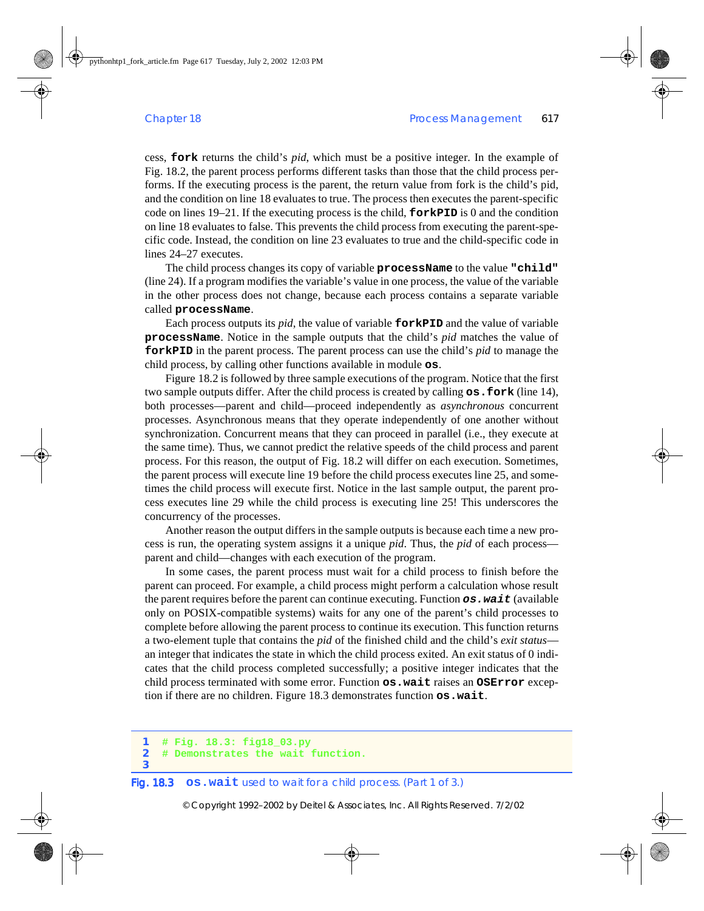cess, **fork** returns the child's *pid*, which must be a positive integer. In the example of Fig. 18.2, the parent process performs different tasks than those that the child process performs. If the executing process is the parent, the return value from fork is the child's pid, and the condition on line 18 evaluates to true. The process then executes the parent-specific code on lines 19–21. If the executing process is the child, **forkPID** is 0 and the condition on line 18 evaluates to false. This prevents the child process from executing the parent-specific code. Instead, the condition on line 23 evaluates to true and the child-specific code in lines 24–27 executes.

The child process changes its copy of variable **processName** to the value **"child"** (line 24). If a program modifies the variable's value in one process, the value of the variable in the other process does not change, because each process contains a separate variable called **processName**.

Each process outputs its *pid*, the value of variable **forkPID** and the value of variable **processName**. Notice in the sample outputs that the child's *pid* matches the value of **forkPID** in the parent process. The parent process can use the child's *pid* to manage the child process, by calling other functions available in module **os**.

Figure 18.2 is followed by three sample executions of the program. Notice that the first two sample outputs differ. After the child process is created by calling **os.fork** (line 14), both processes—parent and child—proceed independently as *asynchronous* concurrent processes. Asynchronous means that they operate independently of one another without synchronization. Concurrent means that they can proceed in parallel (i.e., they execute at the same time). Thus, we cannot predict the relative speeds of the child process and parent process. For this reason, the output of Fig. 18.2 will differ on each execution. Sometimes, the parent process will execute line 19 before the child process executes line 25, and sometimes the child process will execute first. Notice in the last sample output, the parent process executes line 29 while the child process is executing line 25! This underscores the concurrency of the processes.

Another reason the output differs in the sample outputs is because each time a new process is run, the operating system assigns it a unique *pid*. Thus, the *pid* of each process—parent and child—changes with each execution of the program.

In some cases, the parent process must wait for a child process to finish before the parent can proceed. For example, a child process might perform a calculation whose result the parent requires before the parent can continue executing. Function ***os.wait*** (available only on POSIX-compatible systems) waits for any one of the parent's child processes to complete before allowing the parent process to continue its execution. This function returns a two-element tuple that contains the *pid* of the finished child and the child's *exit status*—an integer that indicates the state in which the child process exited. An exit status of 0 indicates that the child process completed successfully; a positive integer indicates that the child process terminated with some error. Function **os.wait** raises an **OSError** exception if there are no children. Figure 18.3 demonstrates function **os.wait**.

```
1  # Fig. 18.3: fig18_03.py
2  # Demonstrates the wait function.
3
```

**Fig. 18.3** **os.wait** used to wait for a child process. (Part 1 of 3.)

© Copyright 1992–2002 by Deitel & Associates, Inc. All Rights Reserved. 7/2/02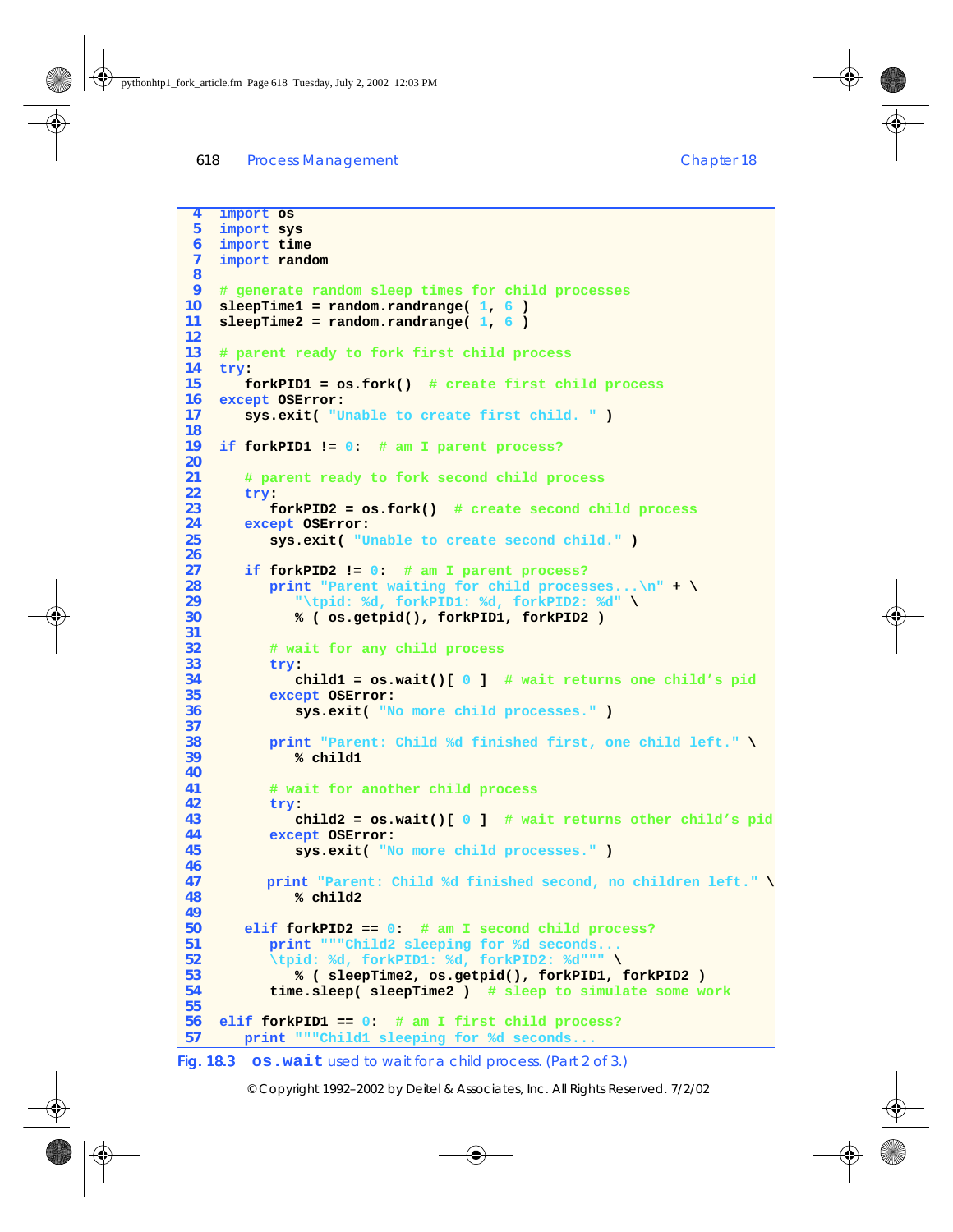```
4  import os
5  import sys
6  import time
7  import random
8
9  # generate random sleep times for child processes
10 sleepTime1 = random.randrange( 1, 6 )
11 sleepTime2 = random.randrange( 1, 6 )
12
13 # parent ready to fork first child process
14 try:
15    forkPID1 = os.fork()  # create first child process
16 except OSError:
17    sys.exit( "Unable to create first child. " )
18
19 if forkPID1 != 0:  # am I parent process?
20
21    # parent ready to fork second child process
22    try:
23       forkPID2 = os.fork()  # create second child process
24    except OSError:
25       sys.exit( "Unable to create second child." )
26
27    if forkPID2 != 0:  # am I parent process?
28       print "Parent waiting for child processes...\n" + \
29          "\tpid: %d, forkPID1: %d, forkPID2: %d" \
30          % ( os.getpid(), forkPID1, forkPID2 )
31
32       # wait for any child process
33       try:
34          child1 = os.wait()[ 0 ]  # wait returns one child's pid
35       except OSError:
36          sys.exit( "No more child processes." )
37
38       print "Parent: Child %d finished first, one child left." \
39          % child1
40
41       # wait for another child process
42       try:
43          child2 = os.wait()[ 0 ]  # wait returns other child's pid
44       except OSError:
45          sys.exit( "No more child processes." )
46
47       print "Parent: Child %d finished second, no children left." \
48          % child2
49
50    elif forkPID2 == 0:  # am I second child process?
51       print """Child2 sleeping for %d seconds...
52       \tpid: %d, forkPID1: %d, forkPID2: %d""" \
53          % ( sleepTime2, os.getpid(), forkPID1, forkPID2 )
54       time.sleep( sleepTime2 )  # sleep to simulate some work
55
56 elif forkPID1 == 0:  # am I first child process?
57    print """Child1 sleeping for %d seconds...
```

Fig. 18.3 `os.wait` used to wait for a child process. (Part 2 of 3.)

© Copyright 1992–2002 by Deitel & Associates, Inc. All Rights Reserved. 7/2/02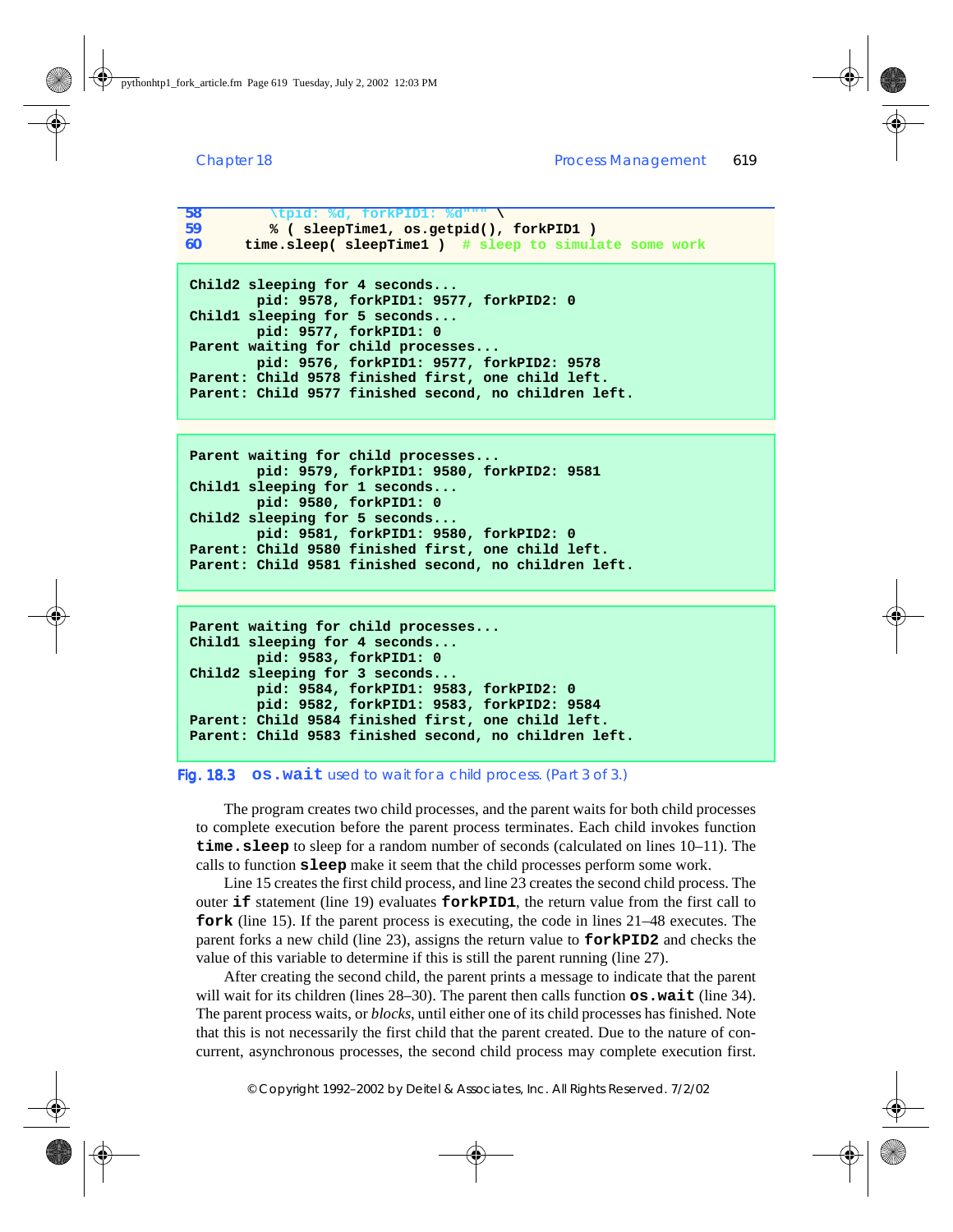```
58         \tpid: %d, forkPID1: %d""" \
59         % ( sleepTime1, os.getpid(), forkPID1 )
60      time.sleep( sleepTime1 )  # sleep to simulate some work
```

```
Child2 sleeping for 4 seconds...
        pid: 9578, forkPID1: 9577, forkPID2: 0
Child1 sleeping for 5 seconds...
        pid: 9577, forkPID1: 0
Parent waiting for child processes...
        pid: 9576, forkPID1: 9577, forkPID2: 9578
Parent: Child 9578 finished first, one child left.
Parent: Child 9577 finished second, no children left.
```

```
Parent waiting for child processes...
        pid: 9579, forkPID1: 9580, forkPID2: 9581
Child1 sleeping for 1 seconds...
        pid: 9580, forkPID1: 0
Child2 sleeping for 5 seconds...
        pid: 9581, forkPID1: 9580, forkPID2: 0
Parent: Child 9580 finished first, one child left.
Parent: Child 9581 finished second, no children left.
```

```
Parent waiting for child processes...
Child1 sleeping for 4 seconds...
        pid: 9583, forkPID1: 0
Child2 sleeping for 3 seconds...
        pid: 9584, forkPID1: 9583, forkPID2: 0
        pid: 9582, forkPID1: 9583, forkPID2: 9584
Parent: Child 9584 finished first, one child left.
Parent: Child 9583 finished second, no children left.
```

Fig. 18.3 **os.wait** used to wait for a child process. (Part 3 of 3.)

The program creates two child processes, and the parent waits for both child processes to complete execution before the parent process terminates. Each child invokes function **time.sleep** to sleep for a random number of seconds (calculated on lines 10–11). The calls to function **sleep** make it seem that the child processes perform some work.

Line 15 creates the first child process, and line 23 creates the second child process. The outer **if** statement (line 19) evaluates **forkPID1**, the return value from the first call to **fork** (line 15). If the parent process is executing, the code in lines 21–48 executes. The parent forks a new child (line 23), assigns the return value to **forkPID2** and checks the value of this variable to determine if this is still the parent running (line 27).

After creating the second child, the parent prints a message to indicate that the parent will wait for its children (lines 28–30). The parent then calls function **os.wait** (line 34). The parent process waits, or *blocks*, until either one of its child processes has finished. Note that this is not necessarily the first child that the parent created. Due to the nature of concurrent, asynchronous processes, the second child process may complete execution first.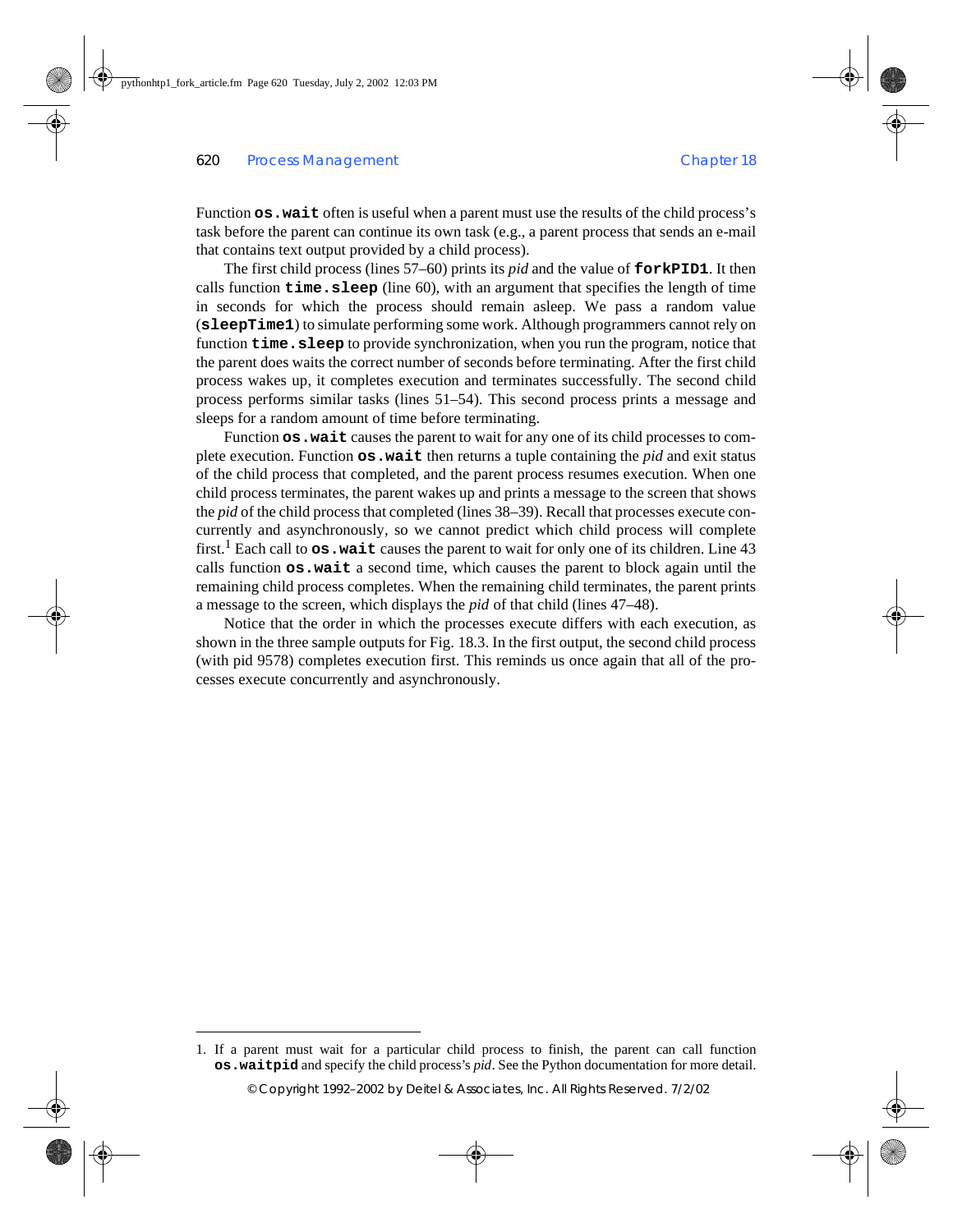Function **`os.wait`** often is useful when a parent must use the results of the child process's task before the parent can continue its own task (e.g., a parent process that sends an e-mail that contains text output provided by a child process).

The first child process (lines 57–60) prints its *pid* and the value of **`forkPID1`**. It then calls function **`time.sleep`** (line 60), with an argument that specifies the length of time in seconds for which the process should remain asleep. We pass a random value (**`sleepTime1`**) to simulate performing some work. Although programmers cannot rely on function **`time.sleep`** to provide synchronization, when you run the program, notice that the parent does waits the correct number of seconds before terminating. After the first child process wakes up, it completes execution and terminates successfully. The second child process performs similar tasks (lines 51–54). This second process prints a message and sleeps for a random amount of time before terminating.

Function **`os.wait`** causes the parent to wait for any one of its child processes to complete execution. Function **`os.wait`** then returns a tuple containing the *pid* and exit status of the child process that completed, and the parent process resumes execution. When one child process terminates, the parent wakes up and prints a message to the screen that shows the *pid* of the child process that completed (lines 38–39). Recall that processes execute concurrently and asynchronously, so we cannot predict which child process will complete first.[1] Each call to **`os.wait`** causes the parent to wait for only one of its children. Line 43 calls function **`os.wait`** a second time, which causes the parent to block again until the remaining child process completes. When the remaining child terminates, the parent prints a message to the screen, which displays the *pid* of that child (lines 47–48).

Notice that the order in which the processes execute differs with each execution, as shown in the three sample outputs for Fig. 18.3. In the first output, the second child process (with pid 9578) completes execution first. This reminds us once again that all of the processes execute concurrently and asynchronously.

---

1. If a parent must wait for a particular child process to finish, the parent can call function **`os.waitpid`** and specify the child process's *pid*. See the Python documentation for more detail.